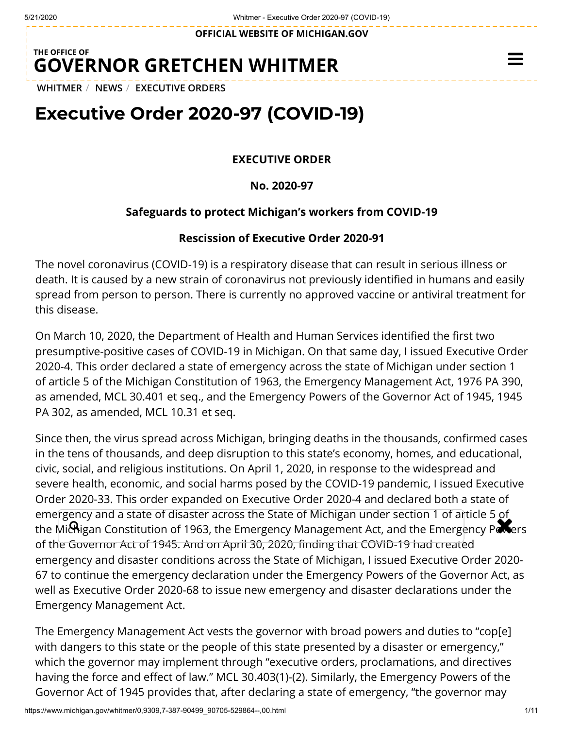OFFICIAL WEBSITE OF MICHIGAN.GOV

THE OFFICE OF
**GOVERNOR GRETCHEN WHITMER**

WHITMER / NEWS / EXECUTIVE ORDERS

# Executive Order 2020-97 (COVID-19)

**EXECUTIVE ORDER**

**No. 2020-97**

**Safeguards to protect Michigan's workers from COVID-19**

**Rescission of Executive Order 2020-91**

The novel coronavirus (COVID-19) is a respiratory disease that can result in serious illness or death. It is caused by a new strain of coronavirus not previously identified in humans and easily spread from person to person. There is currently no approved vaccine or antiviral treatment for this disease.

On March 10, 2020, the Department of Health and Human Services identified the first two presumptive-positive cases of COVID-19 in Michigan. On that same day, I issued Executive Order 2020-4. This order declared a state of emergency across the state of Michigan under section 1 of article 5 of the Michigan Constitution of 1963, the Emergency Management Act, 1976 PA 390, as amended, MCL 30.401 et seq., and the Emergency Powers of the Governor Act of 1945, 1945 PA 302, as amended, MCL 10.31 et seq.

Since then, the virus spread across Michigan, bringing deaths in the thousands, confirmed cases in the tens of thousands, and deep disruption to this state's economy, homes, and educational, civic, social, and religious institutions. On April 1, 2020, in response to the widespread and severe health, economic, and social harms posed by the COVID-19 pandemic, I issued Executive Order 2020-33. This order expanded on Executive Order 2020-4 and declared both a state of emergency and a state of disaster across the State of Michigan under section 1 of article 5 of the Michigan Constitution of 1963, the Emergency Management Act, and the Emergency Powers of the Governor Act of 1945. And on April 30, 2020, finding that COVID-19 had created emergency and disaster conditions across the State of Michigan, I issued Executive Order 2020-67 to continue the emergency declaration under the Emergency Powers of the Governor Act, as well as Executive Order 2020-68 to issue new emergency and disaster declarations under the Emergency Management Act.

The Emergency Management Act vests the governor with broad powers and duties to "cop[e] with dangers to this state or the people of this state presented by a disaster or emergency," which the governor may implement through "executive orders, proclamations, and directives having the force and effect of law." MCL 30.403(1)-(2). Similarly, the Emergency Powers of the Governor Act of 1945 provides that, after declaring a state of emergency, "the governor may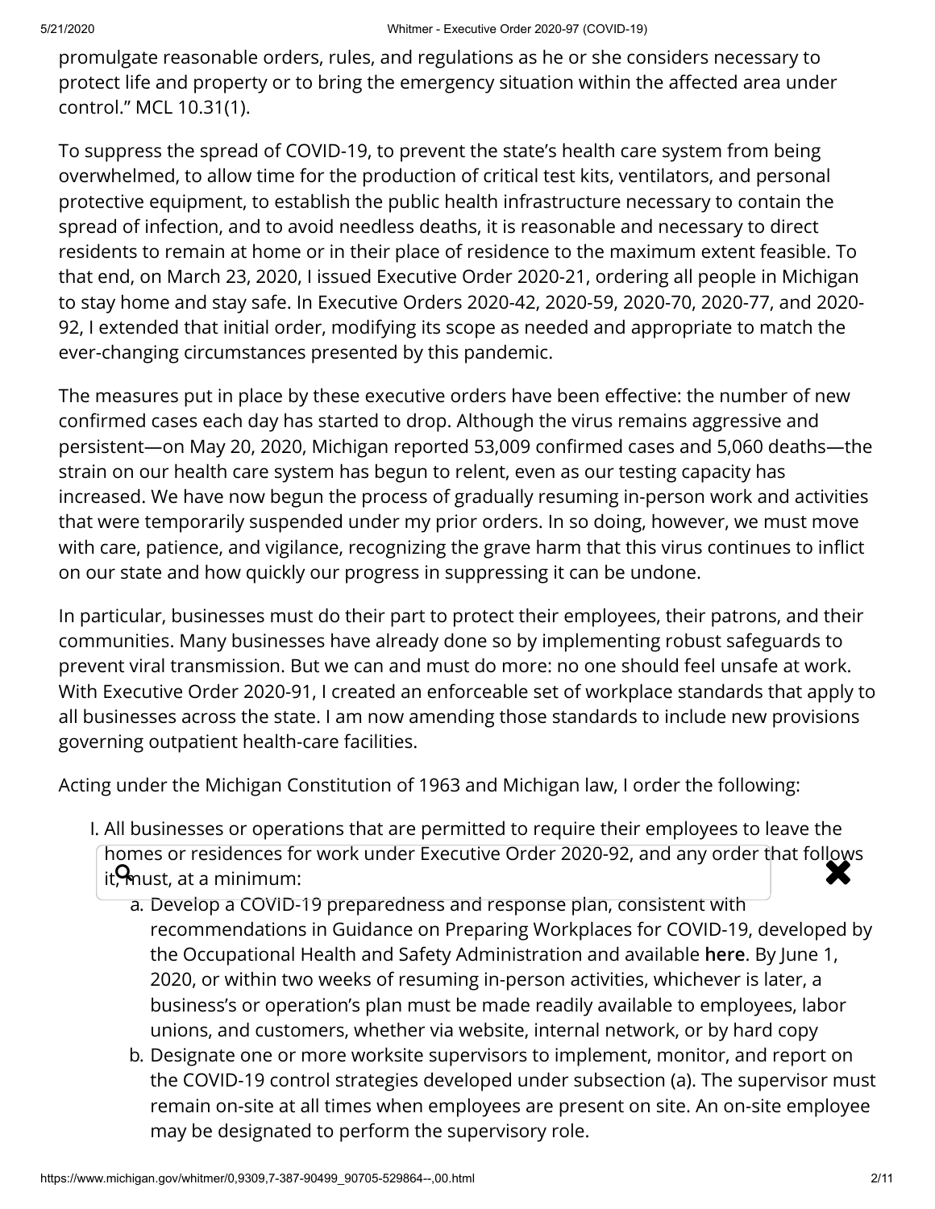promulgate reasonable orders, rules, and regulations as he or she considers necessary to protect life and property or to bring the emergency situation within the affected area under control." MCL 10.31(1).

To suppress the spread of COVID-19, to prevent the state's health care system from being overwhelmed, to allow time for the production of critical test kits, ventilators, and personal protective equipment, to establish the public health infrastructure necessary to contain the spread of infection, and to avoid needless deaths, it is reasonable and necessary to direct residents to remain at home or in their place of residence to the maximum extent feasible. To that end, on March 23, 2020, I issued Executive Order 2020-21, ordering all people in Michigan to stay home and stay safe. In Executive Orders 2020-42, 2020-59, 2020-70, 2020-77, and 2020-92, I extended that initial order, modifying its scope as needed and appropriate to match the ever-changing circumstances presented by this pandemic.

The measures put in place by these executive orders have been effective: the number of new confirmed cases each day has started to drop. Although the virus remains aggressive and persistent—on May 20, 2020, Michigan reported 53,009 confirmed cases and 5,060 deaths—the strain on our health care system has begun to relent, even as our testing capacity has increased. We have now begun the process of gradually resuming in-person work and activities that were temporarily suspended under my prior orders. In so doing, however, we must move with care, patience, and vigilance, recognizing the grave harm that this virus continues to inflict on our state and how quickly our progress in suppressing it can be undone.

In particular, businesses must do their part to protect their employees, their patrons, and their communities. Many businesses have already done so by implementing robust safeguards to prevent viral transmission. But we can and must do more: no one should feel unsafe at work. With Executive Order 2020-91, I created an enforceable set of workplace standards that apply to all businesses across the state. I am now amending those standards to include new provisions governing outpatient health-care facilities.

Acting under the Michigan Constitution of 1963 and Michigan law, I order the following:

1. All businesses or operations that are permitted to require their employees to leave the homes or residences for work under Executive Order 2020-92, and any order that follows it, must, at a minimum:
   a. Develop a COVID-19 preparedness and response plan, consistent with recommendations in Guidance on Preparing Workplaces for COVID-19, developed by the Occupational Health and Safety Administration and available **here**. By June 1, 2020, or within two weeks of resuming in-person activities, whichever is later, a business's or operation's plan must be made readily available to employees, labor unions, and customers, whether via website, internal network, or by hard copy
   b. Designate one or more worksite supervisors to implement, monitor, and report on the COVID-19 control strategies developed under subsection (a). The supervisor must remain on-site at all times when employees are present on site. An on-site employee may be designated to perform the supervisory role.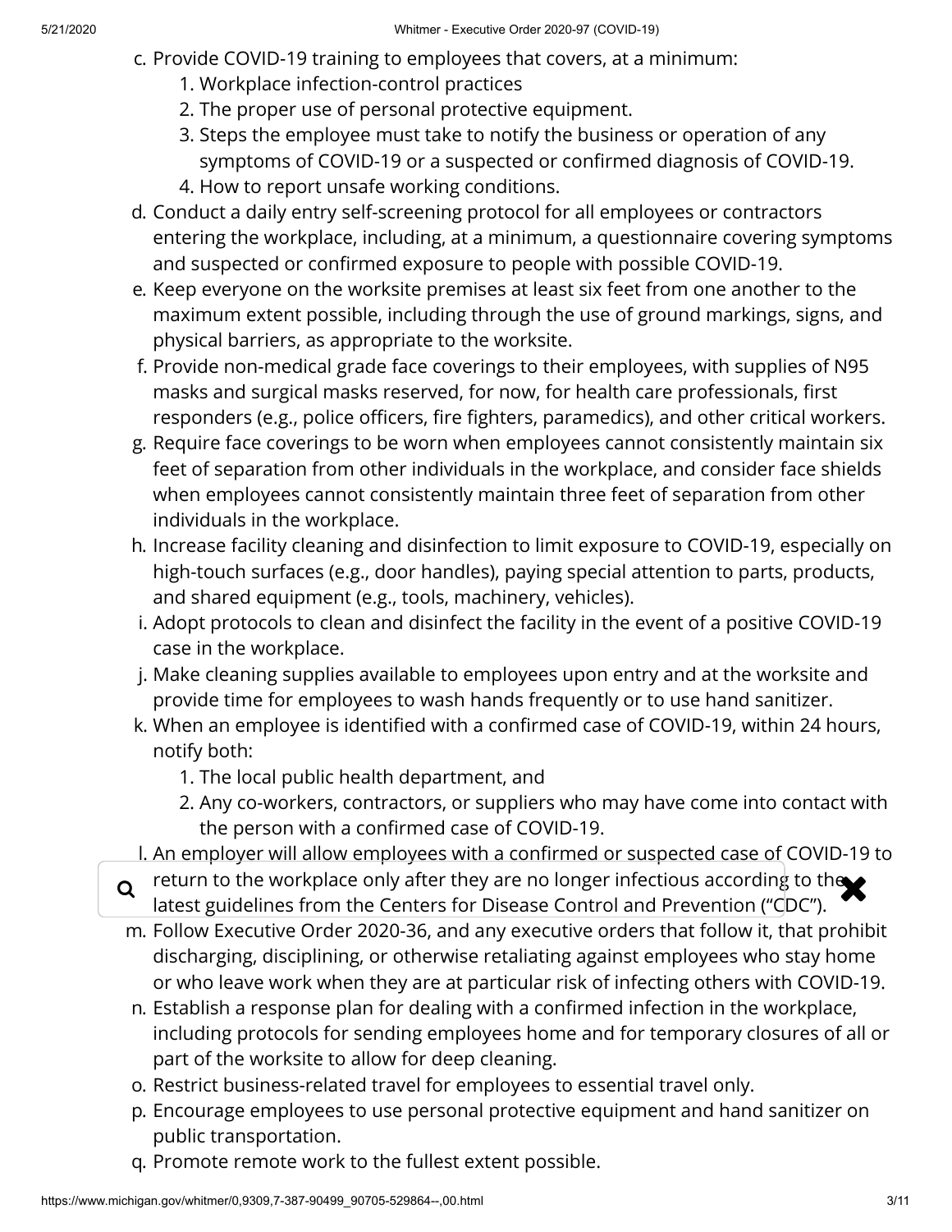c. Provide COVID-19 training to employees that covers, at a minimum:
    1. Workplace infection-control practices
    2. The proper use of personal protective equipment.
    3. Steps the employee must take to notify the business or operation of any symptoms of COVID-19 or a suspected or confirmed diagnosis of COVID-19.
    4. How to report unsafe working conditions.

d. Conduct a daily entry self-screening protocol for all employees or contractors entering the workplace, including, at a minimum, a questionnaire covering symptoms and suspected or confirmed exposure to people with possible COVID-19.

e. Keep everyone on the worksite premises at least six feet from one another to the maximum extent possible, including through the use of ground markings, signs, and physical barriers, as appropriate to the worksite.

f. Provide non-medical grade face coverings to their employees, with supplies of N95 masks and surgical masks reserved, for now, for health care professionals, first responders (e.g., police officers, fire fighters, paramedics), and other critical workers.

g. Require face coverings to be worn when employees cannot consistently maintain six feet of separation from other individuals in the workplace, and consider face shields when employees cannot consistently maintain three feet of separation from other individuals in the workplace.

h. Increase facility cleaning and disinfection to limit exposure to COVID-19, especially on high-touch surfaces (e.g., door handles), paying special attention to parts, products, and shared equipment (e.g., tools, machinery, vehicles).

i. Adopt protocols to clean and disinfect the facility in the event of a positive COVID-19 case in the workplace.

j. Make cleaning supplies available to employees upon entry and at the worksite and provide time for employees to wash hands frequently or to use hand sanitizer.

k. When an employee is identified with a confirmed case of COVID-19, within 24 hours, notify both:
    1. The local public health department, and
    2. Any co-workers, contractors, or suppliers who may have come into contact with the person with a confirmed case of COVID-19.

l. An employer will allow employees with a confirmed or suspected case of COVID-19 to return to the workplace only after they are no longer infectious according to the latest guidelines from the Centers for Disease Control and Prevention ("CDC").

m. Follow Executive Order 2020-36, and any executive orders that follow it, that prohibit discharging, disciplining, or otherwise retaliating against employees who stay home or who leave work when they are at particular risk of infecting others with COVID-19.

n. Establish a response plan for dealing with a confirmed infection in the workplace, including protocols for sending employees home and for temporary closures of all or part of the worksite to allow for deep cleaning.

o. Restrict business-related travel for employees to essential travel only.

p. Encourage employees to use personal protective equipment and hand sanitizer on public transportation.

q. Promote remote work to the fullest extent possible.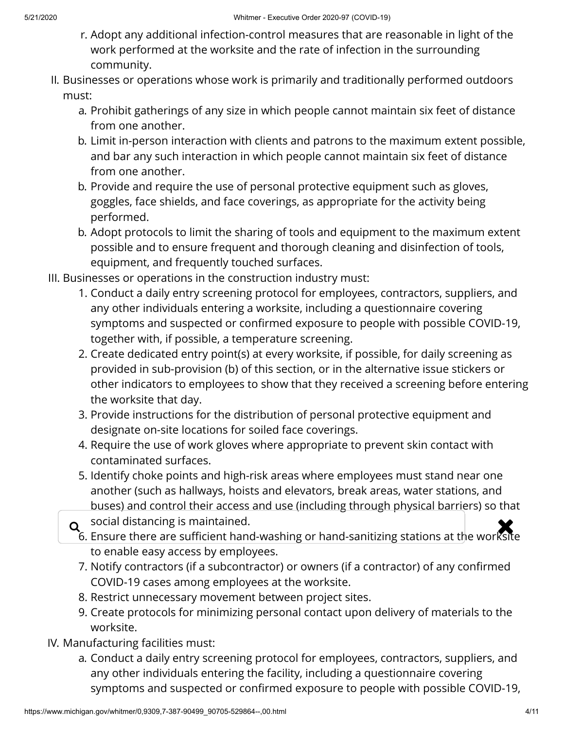r. Adopt any additional infection-control measures that are reasonable in light of the work performed at the worksite and the rate of infection in the surrounding community.

II. Businesses or operations whose work is primarily and traditionally performed outdoors must:

   a. Prohibit gatherings of any size in which people cannot maintain six feet of distance from one another.
   b. Limit in-person interaction with clients and patrons to the maximum extent possible, and bar any such interaction in which people cannot maintain six feet of distance from one another.
   b. Provide and require the use of personal protective equipment such as gloves, goggles, face shields, and face coverings, as appropriate for the activity being performed.
   b. Adopt protocols to limit the sharing of tools and equipment to the maximum extent possible and to ensure frequent and thorough cleaning and disinfection of tools, equipment, and frequently touched surfaces.

III. Businesses or operations in the construction industry must:

   1. Conduct a daily entry screening protocol for employees, contractors, suppliers, and any other individuals entering a worksite, including a questionnaire covering symptoms and suspected or confirmed exposure to people with possible COVID-19, together with, if possible, a temperature screening.
   2. Create dedicated entry point(s) at every worksite, if possible, for daily screening as provided in sub-provision (b) of this section, or in the alternative issue stickers or other indicators to employees to show that they received a screening before entering the worksite that day.
   3. Provide instructions for the distribution of personal protective equipment and designate on-site locations for soiled face coverings.
   4. Require the use of work gloves where appropriate to prevent skin contact with contaminated surfaces.
   5. Identify choke points and high-risk areas where employees must stand near one another (such as hallways, hoists and elevators, break areas, water stations, and buses) and control their access and use (including through physical barriers) so that social distancing is maintained.
   6. Ensure there are sufficient hand-washing or hand-sanitizing stations at the worksite to enable easy access by employees.
   7. Notify contractors (if a subcontractor) or owners (if a contractor) of any confirmed COVID-19 cases among employees at the worksite.
   8. Restrict unnecessary movement between project sites.
   9. Create protocols for minimizing personal contact upon delivery of materials to the worksite.

IV. Manufacturing facilities must:

   a. Conduct a daily entry screening protocol for employees, contractors, suppliers, and any other individuals entering the facility, including a questionnaire covering symptoms and suspected or confirmed exposure to people with possible COVID-19,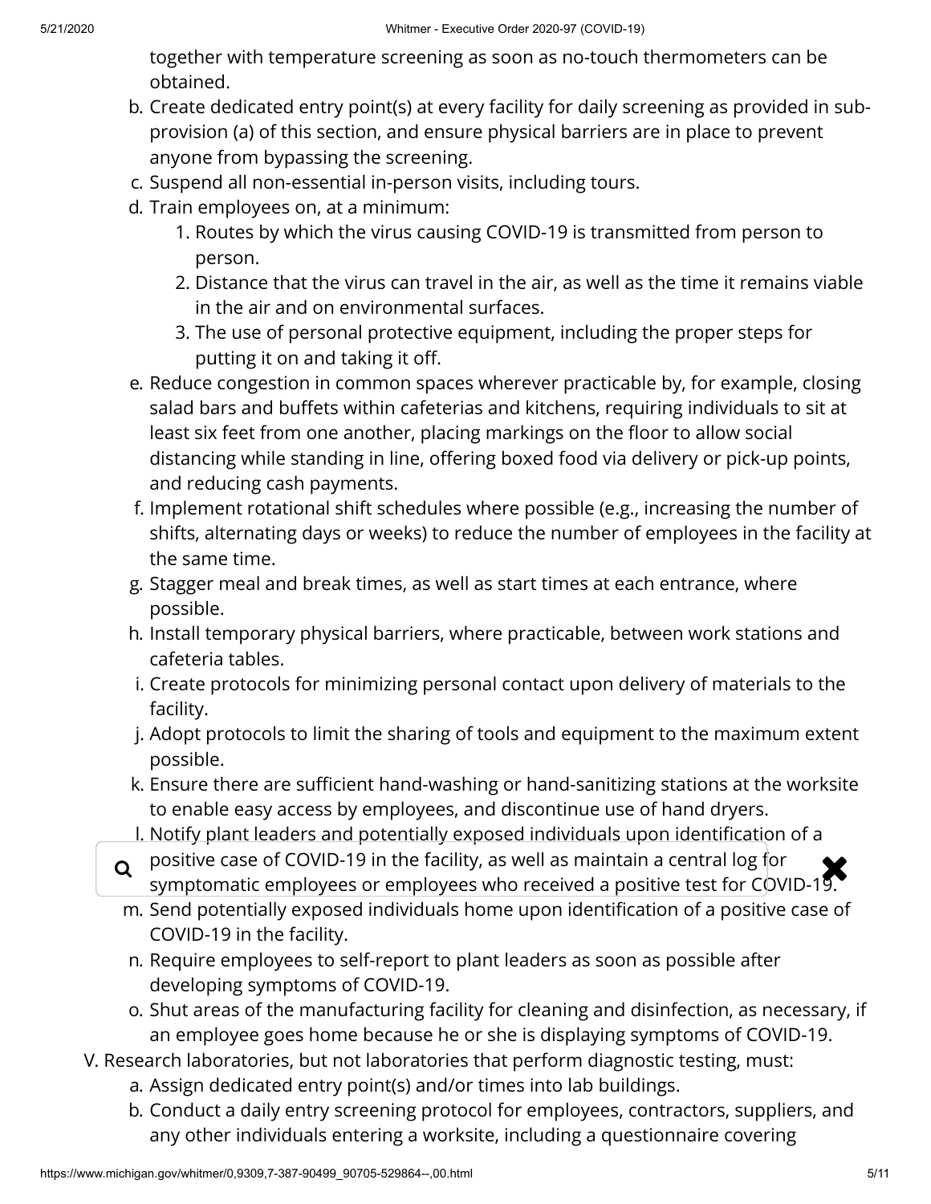together with temperature screening as soon as no-touch thermometers can be obtained.

b. Create dedicated entry point(s) at every facility for daily screening as provided in sub-provision (a) of this section, and ensure physical barriers are in place to prevent anyone from bypassing the screening.
c. Suspend all non-essential in-person visits, including tours.
d. Train employees on, at a minimum:
    1. Routes by which the virus causing COVID-19 is transmitted from person to person.
    2. Distance that the virus can travel in the air, as well as the time it remains viable in the air and on environmental surfaces.
    3. The use of personal protective equipment, including the proper steps for putting it on and taking it off.
e. Reduce congestion in common spaces wherever practicable by, for example, closing salad bars and buffets within cafeterias and kitchens, requiring individuals to sit at least six feet from one another, placing markings on the floor to allow social distancing while standing in line, offering boxed food via delivery or pick-up points, and reducing cash payments.
f. Implement rotational shift schedules where possible (e.g., increasing the number of shifts, alternating days or weeks) to reduce the number of employees in the facility at the same time.
g. Stagger meal and break times, as well as start times at each entrance, where possible.
h. Install temporary physical barriers, where practicable, between work stations and cafeteria tables.
i. Create protocols for minimizing personal contact upon delivery of materials to the facility.
j. Adopt protocols to limit the sharing of tools and equipment to the maximum extent possible.
k. Ensure there are sufficient hand-washing or hand-sanitizing stations at the worksite to enable easy access by employees, and discontinue use of hand dryers.
l. Notify plant leaders and potentially exposed individuals upon identification of a positive case of COVID-19 in the facility, as well as maintain a central log for symptomatic employees or employees who received a positive test for COVID-19.
m. Send potentially exposed individuals home upon identification of a positive case of COVID-19 in the facility.
n. Require employees to self-report to plant leaders as soon as possible after developing symptoms of COVID-19.
o. Shut areas of the manufacturing facility for cleaning and disinfection, as necessary, if an employee goes home because he or she is displaying symptoms of COVID-19.

V. Research laboratories, but not laboratories that perform diagnostic testing, must:

a. Assign dedicated entry point(s) and/or times into lab buildings.
b. Conduct a daily entry screening protocol for employees, contractors, suppliers, and any other individuals entering a worksite, including a questionnaire covering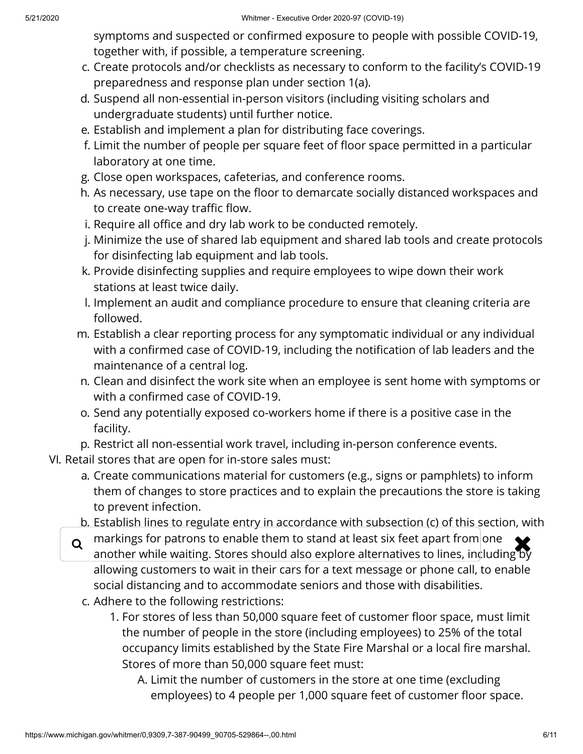symptoms and suspected or confirmed exposure to people with possible COVID-19, together with, if possible, a temperature screening.

c. Create protocols and/or checklists as necessary to conform to the facility's COVID-19 preparedness and response plan under section 1(a).
d. Suspend all non-essential in-person visitors (including visiting scholars and undergraduate students) until further notice.
e. Establish and implement a plan for distributing face coverings.
f. Limit the number of people per square feet of floor space permitted in a particular laboratory at one time.
g. Close open workspaces, cafeterias, and conference rooms.
h. As necessary, use tape on the floor to demarcate socially distanced workspaces and to create one-way traffic flow.
i. Require all office and dry lab work to be conducted remotely.
j. Minimize the use of shared lab equipment and shared lab tools and create protocols for disinfecting lab equipment and lab tools.
k. Provide disinfecting supplies and require employees to wipe down their work stations at least twice daily.
l. Implement an audit and compliance procedure to ensure that cleaning criteria are followed.
m. Establish a clear reporting process for any symptomatic individual or any individual with a confirmed case of COVID-19, including the notification of lab leaders and the maintenance of a central log.
n. Clean and disinfect the work site when an employee is sent home with symptoms or with a confirmed case of COVID-19.
o. Send any potentially exposed co-workers home if there is a positive case in the facility.
p. Restrict all non-essential work travel, including in-person conference events.

VI. Retail stores that are open for in-store sales must:

a. Create communications material for customers (e.g., signs or pamphlets) to inform them of changes to store practices and to explain the precautions the store is taking to prevent infection.
b. Establish lines to regulate entry in accordance with subsection (c) of this section, with markings for patrons to enable them to stand at least six feet apart from one another while waiting. Stores should also explore alternatives to lines, including by allowing customers to wait in their cars for a text message or phone call, to enable social distancing and to accommodate seniors and those with disabilities.
c. Adhere to the following restrictions:
    1. For stores of less than 50,000 square feet of customer floor space, must limit the number of people in the store (including employees) to 25% of the total occupancy limits established by the State Fire Marshal or a local fire marshal. Stores of more than 50,000 square feet must:
        A. Limit the number of customers in the store at one time (excluding employees) to 4 people per 1,000 square feet of customer floor space.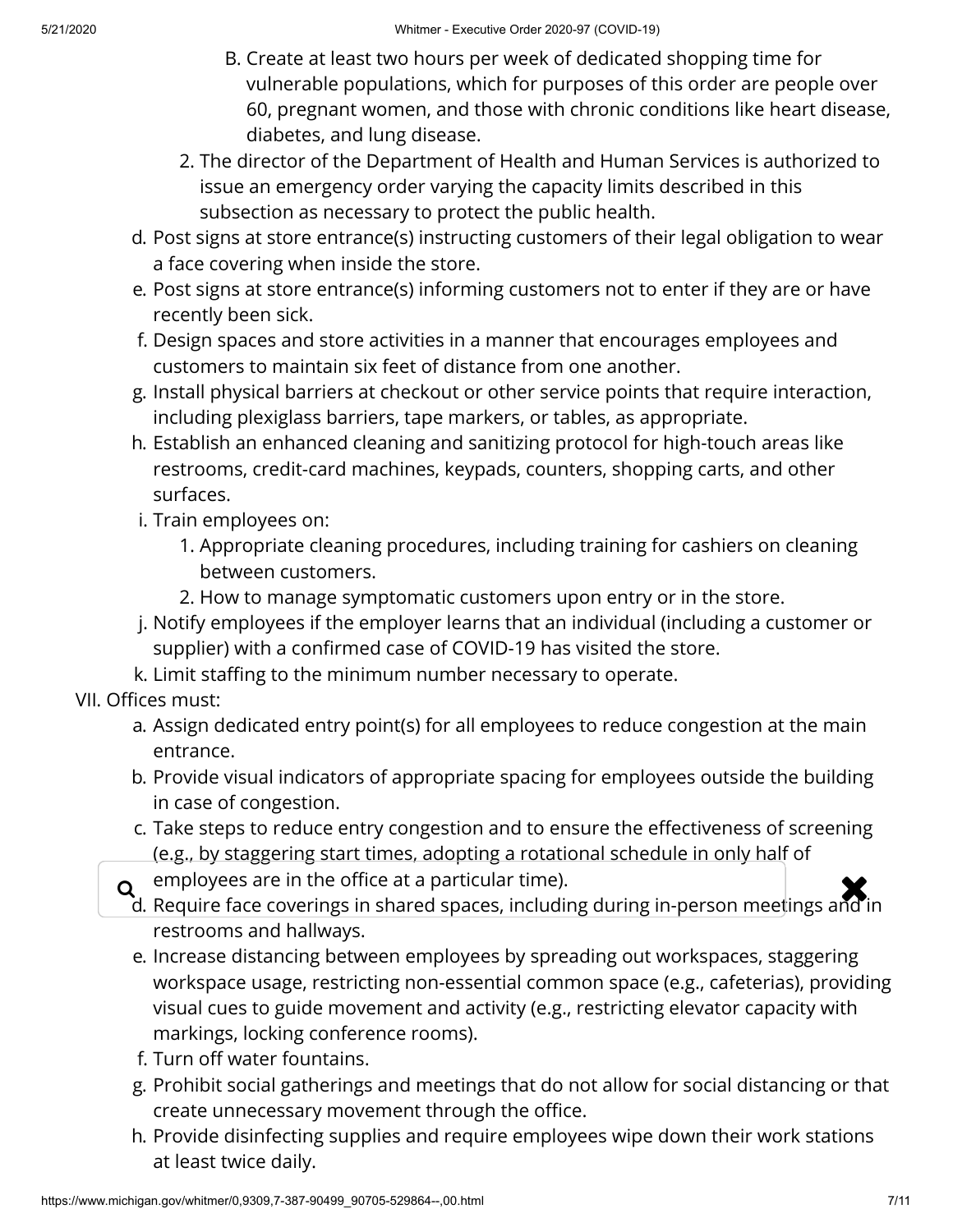- B. Create at least two hours per week of dedicated shopping time for vulnerable populations, which for purposes of this order are people over 60, pregnant women, and those with chronic conditions like heart disease, diabetes, and lung disease.
2. The director of the Department of Health and Human Services is authorized to issue an emergency order varying the capacity limits described in this subsection as necessary to protect the public health.

d. Post signs at store entrance(s) instructing customers of their legal obligation to wear a face covering when inside the store.
e. Post signs at store entrance(s) informing customers not to enter if they are or have recently been sick.
f. Design spaces and store activities in a manner that encourages employees and customers to maintain six feet of distance from one another.
g. Install physical barriers at checkout or other service points that require interaction, including plexiglass barriers, tape markers, or tables, as appropriate.
h. Establish an enhanced cleaning and sanitizing protocol for high-touch areas like restrooms, credit-card machines, keypads, counters, shopping carts, and other surfaces.
i. Train employees on:
   1. Appropriate cleaning procedures, including training for cashiers on cleaning between customers.
   2. How to manage symptomatic customers upon entry or in the store.

j. Notify employees if the employer learns that an individual (including a customer or supplier) with a confirmed case of COVID-19 has visited the store.
k. Limit staffing to the minimum number necessary to operate.

VII. Offices must:

a. Assign dedicated entry point(s) for all employees to reduce congestion at the main entrance.
b. Provide visual indicators of appropriate spacing for employees outside the building in case of congestion.
c. Take steps to reduce entry congestion and to ensure the effectiveness of screening (e.g., by staggering start times, adopting a rotational schedule in only half of employees are in the office at a particular time).
d. Require face coverings in shared spaces, including during in-person meetings and in restrooms and hallways.
e. Increase distancing between employees by spreading out workspaces, staggering workspace usage, restricting non-essential common space (e.g., cafeterias), providing visual cues to guide movement and activity (e.g., restricting elevator capacity with markings, locking conference rooms).
f. Turn off water fountains.
g. Prohibit social gatherings and meetings that do not allow for social distancing or that create unnecessary movement through the office.
h. Provide disinfecting supplies and require employees wipe down their work stations at least twice daily.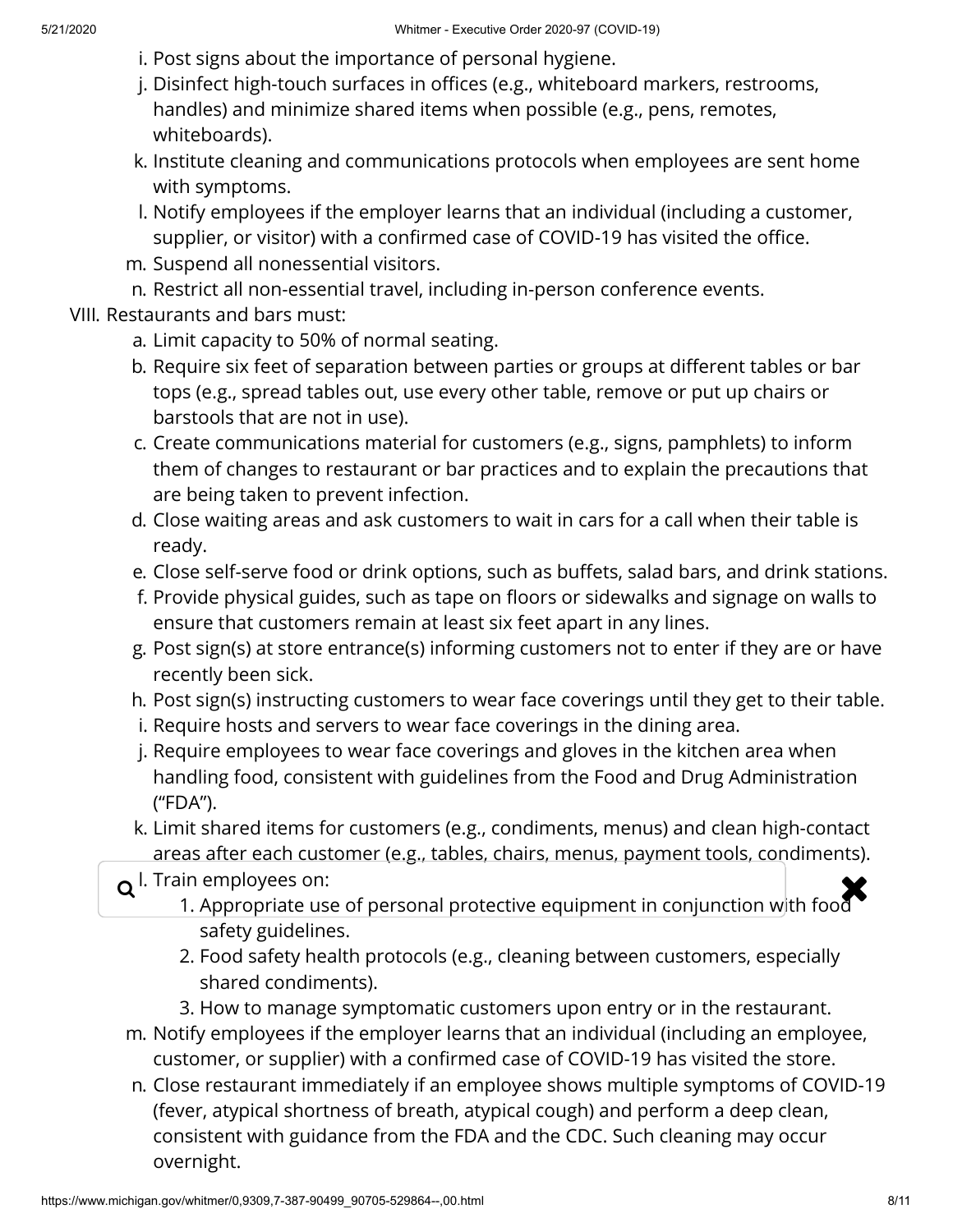i. Post signs about the importance of personal hygiene.
j. Disinfect high-touch surfaces in offices (e.g., whiteboard markers, restrooms, handles) and minimize shared items when possible (e.g., pens, remotes, whiteboards).
k. Institute cleaning and communications protocols when employees are sent home with symptoms.
l. Notify employees if the employer learns that an individual (including a customer, supplier, or visitor) with a confirmed case of COVID-19 has visited the office.
m. Suspend all nonessential visitors.
n. Restrict all non-essential travel, including in-person conference events.

VIII. Restaurants and bars must:

a. Limit capacity to 50% of normal seating.
b. Require six feet of separation between parties or groups at different tables or bar tops (e.g., spread tables out, use every other table, remove or put up chairs or barstools that are not in use).
c. Create communications material for customers (e.g., signs, pamphlets) to inform them of changes to restaurant or bar practices and to explain the precautions that are being taken to prevent infection.
d. Close waiting areas and ask customers to wait in cars for a call when their table is ready.
e. Close self-serve food or drink options, such as buffets, salad bars, and drink stations.
f. Provide physical guides, such as tape on floors or sidewalks and signage on walls to ensure that customers remain at least six feet apart in any lines.
g. Post sign(s) at store entrance(s) informing customers not to enter if they are or have recently been sick.
h. Post sign(s) instructing customers to wear face coverings until they get to their table.
i. Require hosts and servers to wear face coverings in the dining area.
j. Require employees to wear face coverings and gloves in the kitchen area when handling food, consistent with guidelines from the Food and Drug Administration ("FDA").
k. Limit shared items for customers (e.g., condiments, menus) and clean high-contact areas after each customer (e.g., tables, chairs, menus, payment tools, condiments).
l. Train employees on:
   1. Appropriate use of personal protective equipment in conjunction with food safety guidelines.
   2. Food safety health protocols (e.g., cleaning between customers, especially shared condiments).
   3. How to manage symptomatic customers upon entry or in the restaurant.
m. Notify employees if the employer learns that an individual (including an employee, customer, or supplier) with a confirmed case of COVID-19 has visited the store.
n. Close restaurant immediately if an employee shows multiple symptoms of COVID-19 (fever, atypical shortness of breath, atypical cough) and perform a deep clean, consistent with guidance from the FDA and the CDC. Such cleaning may occur overnight.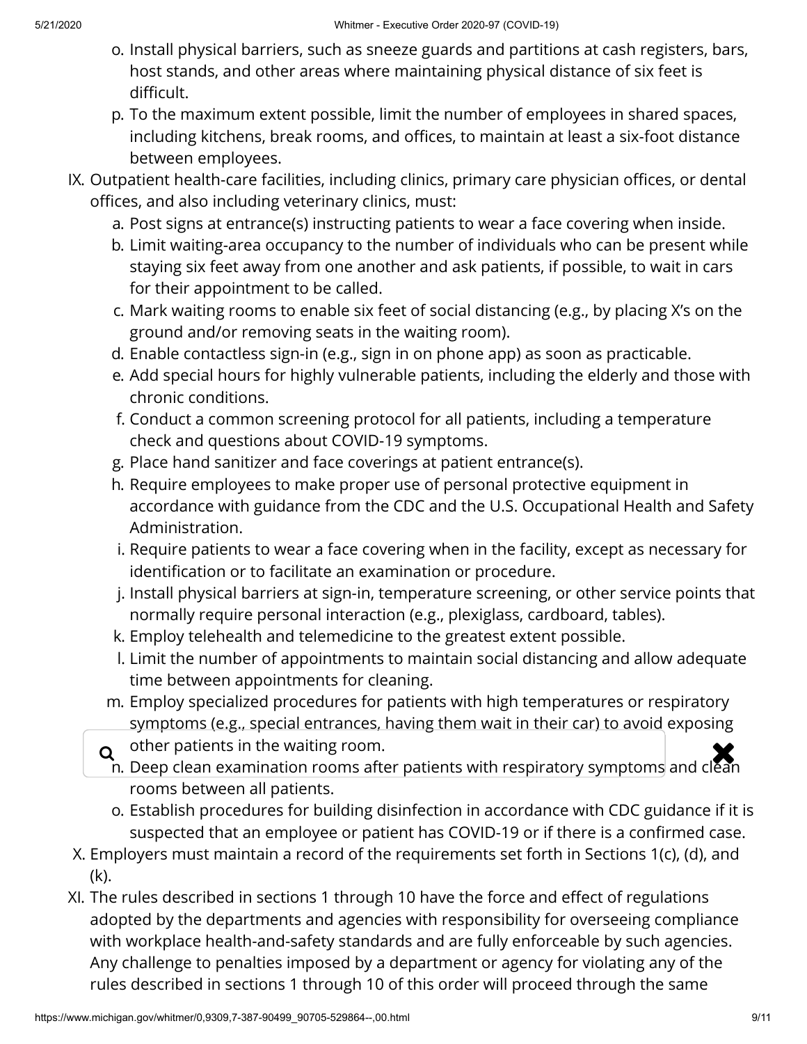o. Install physical barriers, such as sneeze guards and partitions at cash registers, bars, host stands, and other areas where maintaining physical distance of six feet is difficult.
   p. To the maximum extent possible, limit the number of employees in shared spaces, including kitchens, break rooms, and offices, to maintain at least a six-foot distance between employees.

IX. Outpatient health-care facilities, including clinics, primary care physician offices, or dental offices, and also including veterinary clinics, must:
   a. Post signs at entrance(s) instructing patients to wear a face covering when inside.
   b. Limit waiting-area occupancy to the number of individuals who can be present while staying six feet away from one another and ask patients, if possible, to wait in cars for their appointment to be called.
   c. Mark waiting rooms to enable six feet of social distancing (e.g., by placing X's on the ground and/or removing seats in the waiting room).
   d. Enable contactless sign-in (e.g., sign in on phone app) as soon as practicable.
   e. Add special hours for highly vulnerable patients, including the elderly and those with chronic conditions.
   f. Conduct a common screening protocol for all patients, including a temperature check and questions about COVID-19 symptoms.
   g. Place hand sanitizer and face coverings at patient entrance(s).
   h. Require employees to make proper use of personal protective equipment in accordance with guidance from the CDC and the U.S. Occupational Health and Safety Administration.
   i. Require patients to wear a face covering when in the facility, except as necessary for identification or to facilitate an examination or procedure.
   j. Install physical barriers at sign-in, temperature screening, or other service points that normally require personal interaction (e.g., plexiglass, cardboard, tables).
   k. Employ telehealth and telemedicine to the greatest extent possible.
   l. Limit the number of appointments to maintain social distancing and allow adequate time between appointments for cleaning.
   m. Employ specialized procedures for patients with high temperatures or respiratory symptoms (e.g., special entrances, having them wait in their car) to avoid exposing other patients in the waiting room.
   n. Deep clean examination rooms after patients with respiratory symptoms and clean rooms between all patients.
   o. Establish procedures for building disinfection in accordance with CDC guidance if it is suspected that an employee or patient has COVID-19 or if there is a confirmed case.

X. Employers must maintain a record of the requirements set forth in Sections 1(c), (d), and (k).

XI. The rules described in sections 1 through 10 have the force and effect of regulations adopted by the departments and agencies with responsibility for overseeing compliance with workplace health-and-safety standards and are fully enforceable by such agencies. Any challenge to penalties imposed by a department or agency for violating any of the rules described in sections 1 through 10 of this order will proceed through the same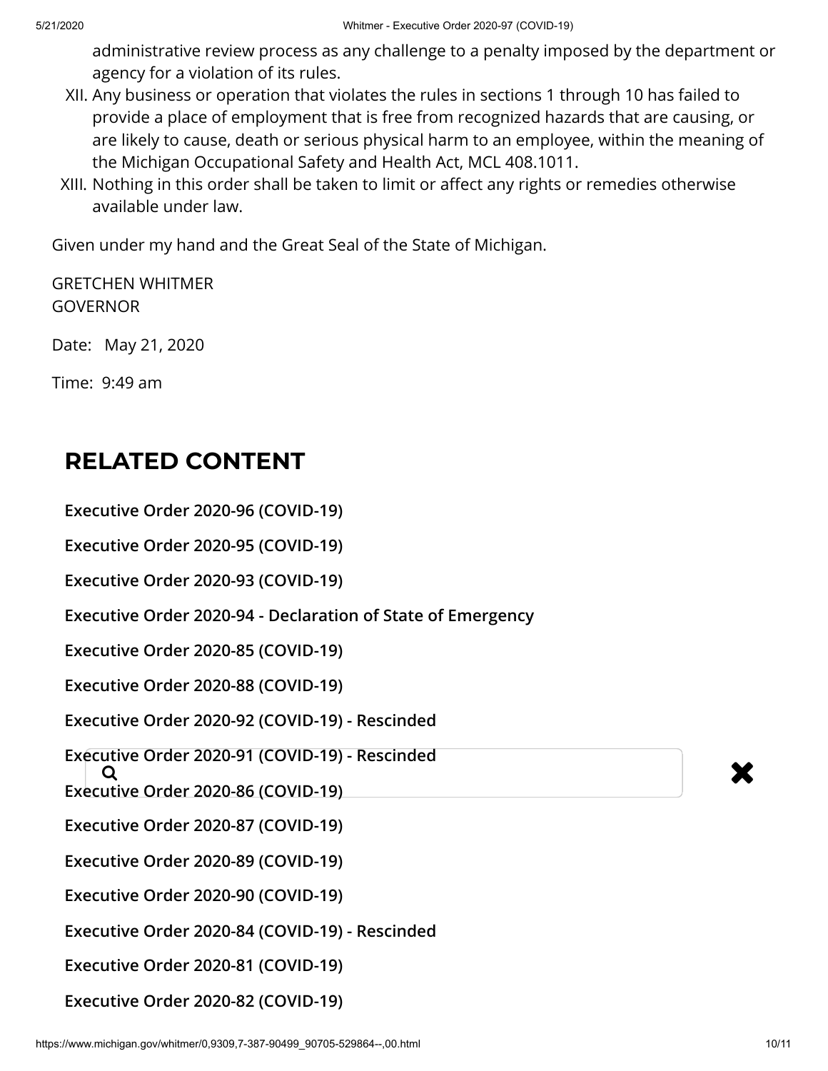administrative review process as any challenge to a penalty imposed by the department or agency for a violation of its rules.

XII. Any business or operation that violates the rules in sections 1 through 10 has failed to provide a place of employment that is free from recognized hazards that are causing, or are likely to cause, death or serious physical harm to an employee, within the meaning of the Michigan Occupational Safety and Health Act, MCL 408.1011.

XIII. Nothing in this order shall be taken to limit or affect any rights or remedies otherwise available under law.

Given under my hand and the Great Seal of the State of Michigan.

GRETCHEN WHITMER
GOVERNOR

Date: May 21, 2020

Time: 9:49 am

## RELATED CONTENT

**Executive Order 2020-96 (COVID-19)**

**Executive Order 2020-95 (COVID-19)**

**Executive Order 2020-93 (COVID-19)**

**Executive Order 2020-94 - Declaration of State of Emergency**

**Executive Order 2020-85 (COVID-19)**

**Executive Order 2020-88 (COVID-19)**

**Executive Order 2020-92 (COVID-19) - Rescinded**

**Executive Order 2020-91 (COVID-19) - Rescinded**

**Executive Order 2020-86 (COVID-19)**

**Executive Order 2020-87 (COVID-19)**

**Executive Order 2020-89 (COVID-19)**

**Executive Order 2020-90 (COVID-19)**

**Executive Order 2020-84 (COVID-19) - Rescinded**

**Executive Order 2020-81 (COVID-19)**

**Executive Order 2020-82 (COVID-19)**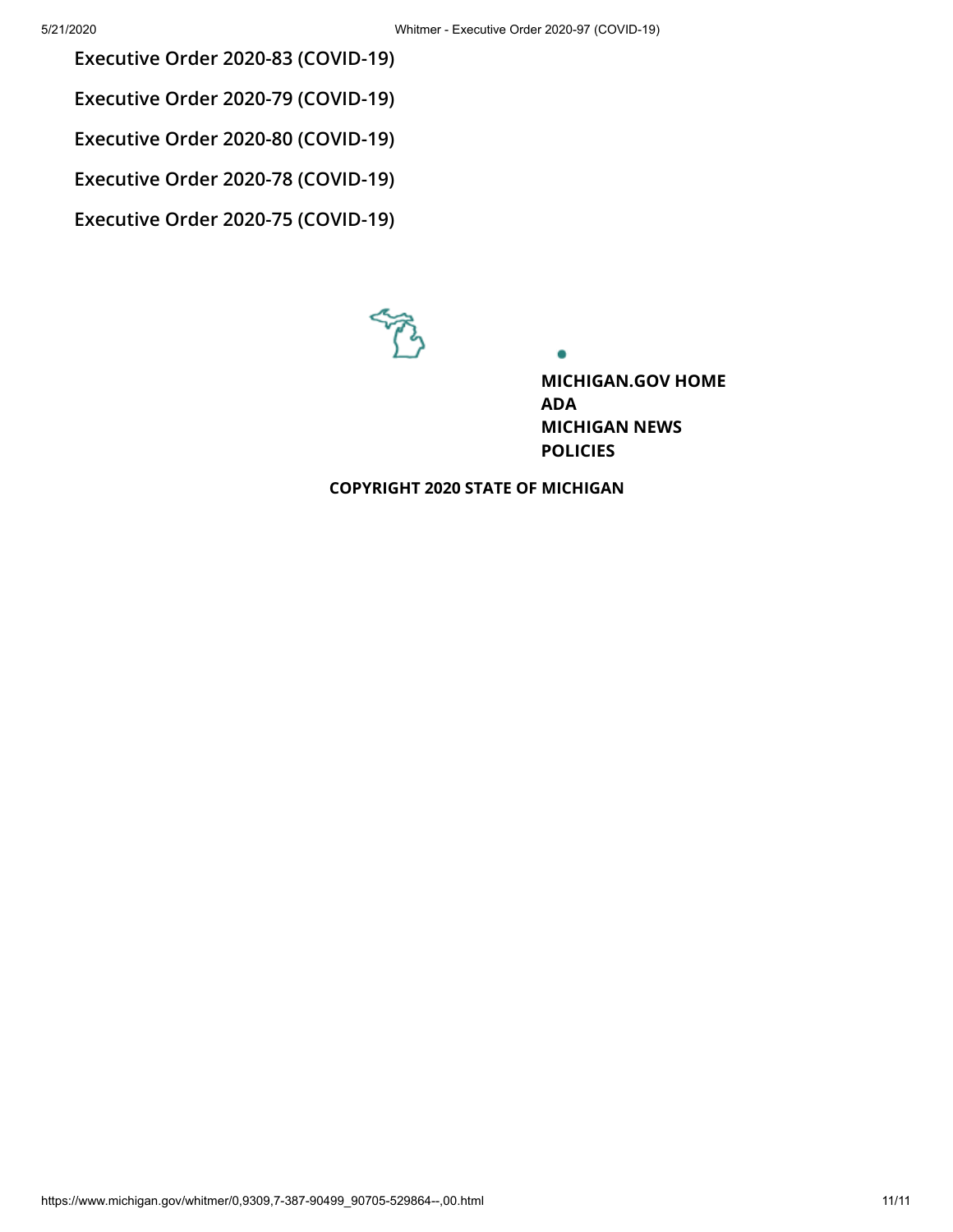**Executive Order 2020-83 (COVID-19)**

**Executive Order 2020-79 (COVID-19)**

**Executive Order 2020-80 (COVID-19)**

**Executive Order 2020-78 (COVID-19)**

**Executive Order 2020-75 (COVID-19)**

**MICHIGAN.GOV HOME**
**ADA**
**MICHIGAN NEWS**
**POLICIES**

**COPYRIGHT 2020 STATE OF MICHIGAN**